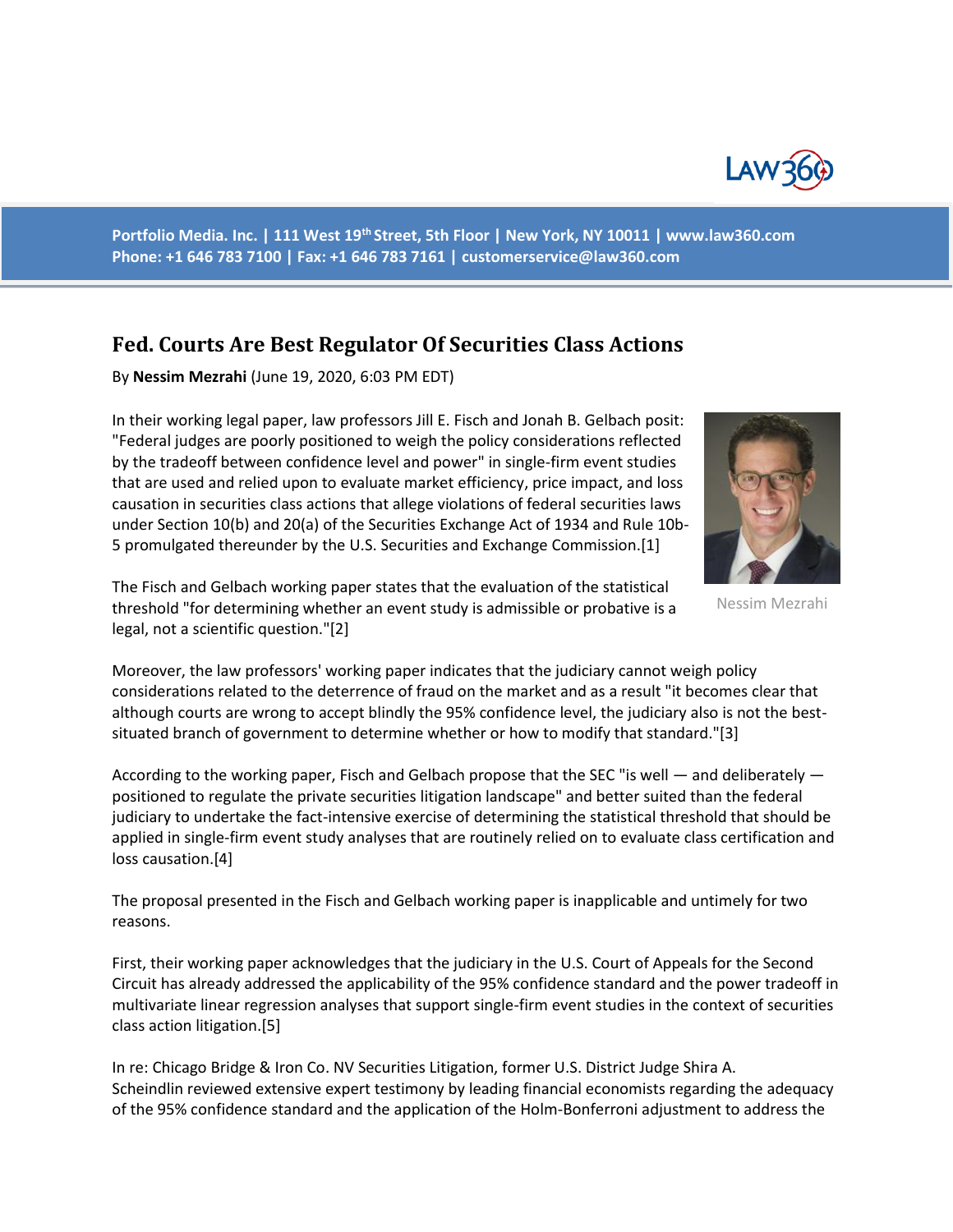Portfolio Media. Inc. | 111 West 19th Street, 5th Floor | New York, NY 10011 | www.law360.com
Phone: +1 646 783 7100 | Fax: +1 646 783 7161 | customerservice@law360.com

# Fed. Courts Are Best Regulator Of Securities Class Actions

By **Nessim Mezrahi** (June 19, 2020, 6:03 PM EDT)

In their working legal paper, law professors Jill E. Fisch and Jonah B. Gelbach posit: "Federal judges are poorly positioned to weigh the policy considerations reflected by the tradeoff between confidence level and power" in single-firm event studies that are used and relied upon to evaluate market efficiency, price impact, and loss causation in securities class actions that allege violations of federal securities laws under Section 10(b) and 20(a) of the Securities Exchange Act of 1934 and Rule 10b-5 promulgated thereunder by the U.S. Securities and Exchange Commission.[1]

Nessim Mezrahi

The Fisch and Gelbach working paper states that the evaluation of the statistical threshold "for determining whether an event study is admissible or probative is a legal, not a scientific question."[2]

Moreover, the law professors' working paper indicates that the judiciary cannot weigh policy considerations related to the deterrence of fraud on the market and as a result "it becomes clear that although courts are wrong to accept blindly the 95% confidence level, the judiciary also is not the best-situated branch of government to determine whether or how to modify that standard."[3]

According to the working paper, Fisch and Gelbach propose that the SEC "is well — and deliberately — positioned to regulate the private securities litigation landscape" and better suited than the federal judiciary to undertake the fact-intensive exercise of determining the statistical threshold that should be applied in single-firm event study analyses that are routinely relied on to evaluate class certification and loss causation.[4]

The proposal presented in the Fisch and Gelbach working paper is inapplicable and untimely for two reasons.

First, their working paper acknowledges that the judiciary in the U.S. Court of Appeals for the Second Circuit has already addressed the applicability of the 95% confidence standard and the power tradeoff in multivariate linear regression analyses that support single-firm event studies in the context of securities class action litigation.[5]

In re: Chicago Bridge & Iron Co. NV Securities Litigation, former U.S. District Judge Shira A. Scheindlin reviewed extensive expert testimony by leading financial economists regarding the adequacy of the 95% confidence standard and the application of the Holm-Bonferroni adjustment to address the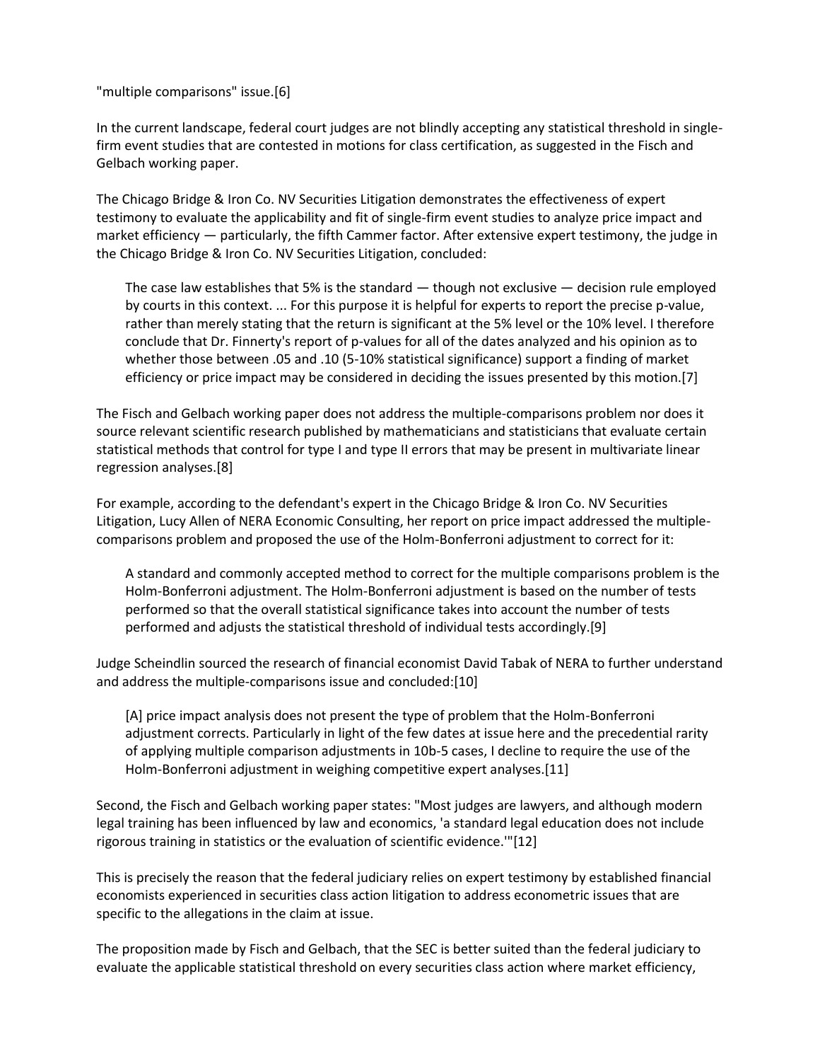"multiple comparisons" issue.[6]

In the current landscape, federal court judges are not blindly accepting any statistical threshold in single-firm event studies that are contested in motions for class certification, as suggested in the Fisch and Gelbach working paper.

The Chicago Bridge & Iron Co. NV Securities Litigation demonstrates the effectiveness of expert testimony to evaluate the applicability and fit of single-firm event studies to analyze price impact and market efficiency — particularly, the fifth Cammer factor. After extensive expert testimony, the judge in the Chicago Bridge & Iron Co. NV Securities Litigation, concluded:

> The case law establishes that 5% is the standard — though not exclusive — decision rule employed by courts in this context. ... For this purpose it is helpful for experts to report the precise p-value, rather than merely stating that the return is significant at the 5% level or the 10% level. I therefore conclude that Dr. Finnerty's report of p-values for all of the dates analyzed and his opinion as to whether those between .05 and .10 (5-10% statistical significance) support a finding of market efficiency or price impact may be considered in deciding the issues presented by this motion.[7]

The Fisch and Gelbach working paper does not address the multiple-comparisons problem nor does it source relevant scientific research published by mathematicians and statisticians that evaluate certain statistical methods that control for type I and type II errors that may be present in multivariate linear regression analyses.[8]

For example, according to the defendant's expert in the Chicago Bridge & Iron Co. NV Securities Litigation, Lucy Allen of NERA Economic Consulting, her report on price impact addressed the multiple-comparisons problem and proposed the use of the Holm-Bonferroni adjustment to correct for it:

> A standard and commonly accepted method to correct for the multiple comparisons problem is the Holm-Bonferroni adjustment. The Holm-Bonferroni adjustment is based on the number of tests performed so that the overall statistical significance takes into account the number of tests performed and adjusts the statistical threshold of individual tests accordingly.[9]

Judge Scheindlin sourced the research of financial economist David Tabak of NERA to further understand and address the multiple-comparisons issue and concluded:[10]

> [A] price impact analysis does not present the type of problem that the Holm-Bonferroni adjustment corrects. Particularly in light of the few dates at issue here and the precedential rarity of applying multiple comparison adjustments in 10b-5 cases, I decline to require the use of the Holm-Bonferroni adjustment in weighing competitive expert analyses.[11]

Second, the Fisch and Gelbach working paper states: "Most judges are lawyers, and although modern legal training has been influenced by law and economics, 'a standard legal education does not include rigorous training in statistics or the evaluation of scientific evidence.'"[12]

This is precisely the reason that the federal judiciary relies on expert testimony by established financial economists experienced in securities class action litigation to address econometric issues that are specific to the allegations in the claim at issue.

The proposition made by Fisch and Gelbach, that the SEC is better suited than the federal judiciary to evaluate the applicable statistical threshold on every securities class action where market efficiency,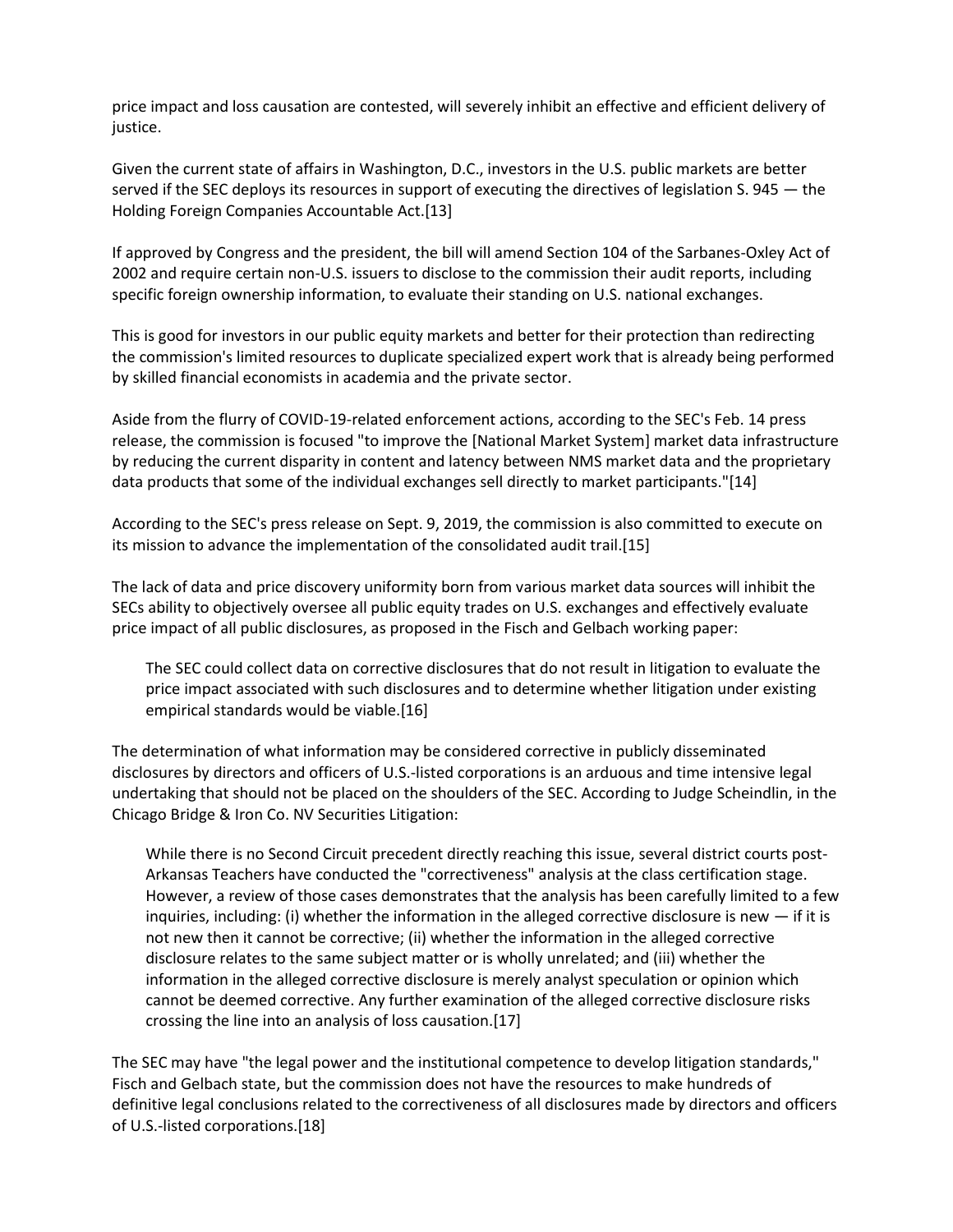price impact and loss causation are contested, will severely inhibit an effective and efficient delivery of justice.

Given the current state of affairs in Washington, D.C., investors in the U.S. public markets are better served if the SEC deploys its resources in support of executing the directives of legislation S. 945 — the Holding Foreign Companies Accountable Act.[13]

If approved by Congress and the president, the bill will amend Section 104 of the Sarbanes-Oxley Act of 2002 and require certain non-U.S. issuers to disclose to the commission their audit reports, including specific foreign ownership information, to evaluate their standing on U.S. national exchanges.

This is good for investors in our public equity markets and better for their protection than redirecting the commission's limited resources to duplicate specialized expert work that is already being performed by skilled financial economists in academia and the private sector.

Aside from the flurry of COVID-19-related enforcement actions, according to the SEC's Feb. 14 press release, the commission is focused "to improve the [National Market System] market data infrastructure by reducing the current disparity in content and latency between NMS market data and the proprietary data products that some of the individual exchanges sell directly to market participants."[14]

According to the SEC's press release on Sept. 9, 2019, the commission is also committed to execute on its mission to advance the implementation of the consolidated audit trail.[15]

The lack of data and price discovery uniformity born from various market data sources will inhibit the SECs ability to objectively oversee all public equity trades on U.S. exchanges and effectively evaluate price impact of all public disclosures, as proposed in the Fisch and Gelbach working paper:

> The SEC could collect data on corrective disclosures that do not result in litigation to evaluate the price impact associated with such disclosures and to determine whether litigation under existing empirical standards would be viable.[16]

The determination of what information may be considered corrective in publicly disseminated disclosures by directors and officers of U.S.-listed corporations is an arduous and time intensive legal undertaking that should not be placed on the shoulders of the SEC. According to Judge Scheindlin, in the Chicago Bridge & Iron Co. NV Securities Litigation:

> While there is no Second Circuit precedent directly reaching this issue, several district courts post-Arkansas Teachers have conducted the "correctiveness" analysis at the class certification stage. However, a review of those cases demonstrates that the analysis has been carefully limited to a few inquiries, including: (i) whether the information in the alleged corrective disclosure is new — if it is not new then it cannot be corrective; (ii) whether the information in the alleged corrective disclosure relates to the same subject matter or is wholly unrelated; and (iii) whether the information in the alleged corrective disclosure is merely analyst speculation or opinion which cannot be deemed corrective. Any further examination of the alleged corrective disclosure risks crossing the line into an analysis of loss causation.[17]

The SEC may have "the legal power and the institutional competence to develop litigation standards," Fisch and Gelbach state, but the commission does not have the resources to make hundreds of definitive legal conclusions related to the correctiveness of all disclosures made by directors and officers of U.S.-listed corporations.[18]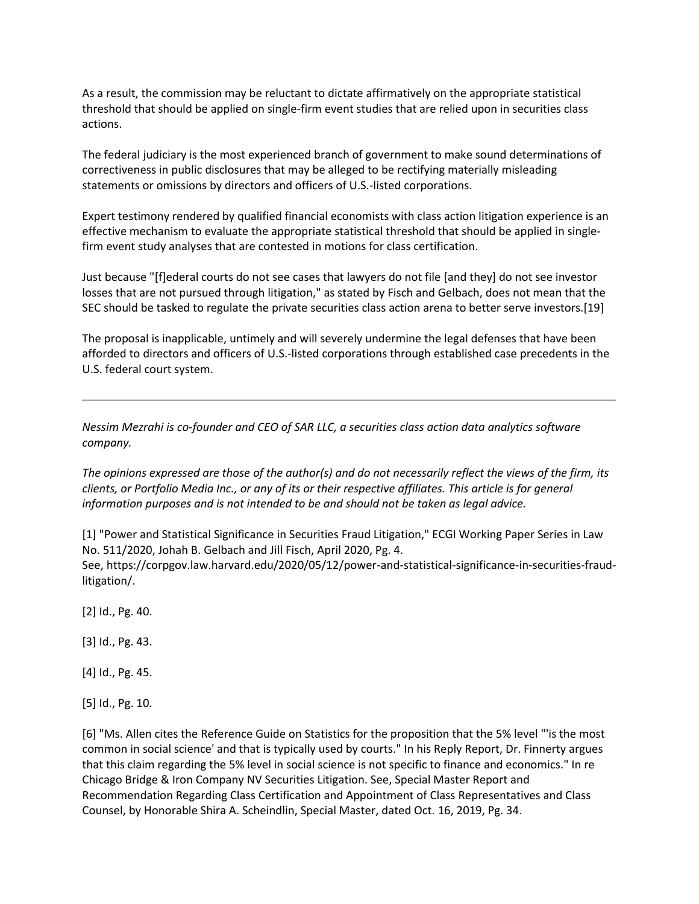As a result, the commission may be reluctant to dictate affirmatively on the appropriate statistical threshold that should be applied on single-firm event studies that are relied upon in securities class actions.

The federal judiciary is the most experienced branch of government to make sound determinations of correctiveness in public disclosures that may be alleged to be rectifying materially misleading statements or omissions by directors and officers of U.S.-listed corporations.

Expert testimony rendered by qualified financial economists with class action litigation experience is an effective mechanism to evaluate the appropriate statistical threshold that should be applied in single-firm event study analyses that are contested in motions for class certification.

Just because "[f]ederal courts do not see cases that lawyers do not file [and they] do not see investor losses that are not pursued through litigation," as stated by Fisch and Gelbach, does not mean that the SEC should be tasked to regulate the private securities class action arena to better serve investors.[19]

The proposal is inapplicable, untimely and will severely undermine the legal defenses that have been afforded to directors and officers of U.S.-listed corporations through established case precedents in the U.S. federal court system.

---

*Nessim Mezrahi is co-founder and CEO of SAR LLC, a securities class action data analytics software company.*

*The opinions expressed are those of the author(s) and do not necessarily reflect the views of the firm, its clients, or Portfolio Media Inc., or any of its or their respective affiliates. This article is for general information purposes and is not intended to be and should not be taken as legal advice.*

[1] "Power and Statistical Significance in Securities Fraud Litigation," ECGI Working Paper Series in Law No. 511/2020, Johah B. Gelbach and Jill Fisch, April 2020, Pg. 4.
See, https://corpgov.law.harvard.edu/2020/05/12/power-and-statistical-significance-in-securities-fraud-litigation/.

[2] Id., Pg. 40.

[3] Id., Pg. 43.

[4] Id., Pg. 45.

[5] Id., Pg. 10.

[6] "Ms. Allen cites the Reference Guide on Statistics for the proposition that the 5% level "'is the most common in social science' and that is typically used by courts." In his Reply Report, Dr. Finnerty argues that this claim regarding the 5% level in social science is not specific to finance and economics." In re Chicago Bridge & Iron Company NV Securities Litigation. See, Special Master Report and Recommendation Regarding Class Certification and Appointment of Class Representatives and Class Counsel, by Honorable Shira A. Scheindlin, Special Master, dated Oct. 16, 2019, Pg. 34.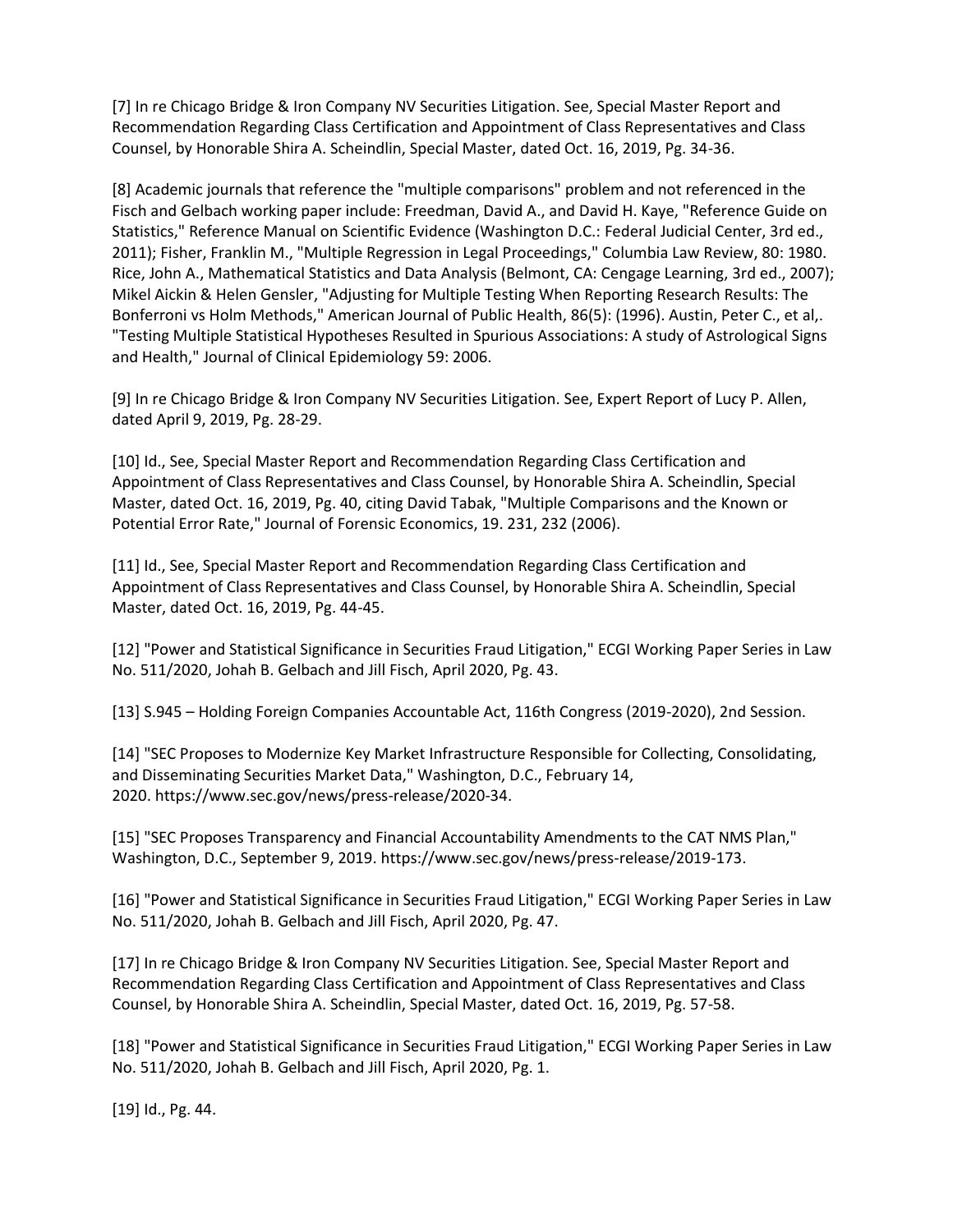[7] In re Chicago Bridge & Iron Company NV Securities Litigation. See, Special Master Report and Recommendation Regarding Class Certification and Appointment of Class Representatives and Class Counsel, by Honorable Shira A. Scheindlin, Special Master, dated Oct. 16, 2019, Pg. 34-36.

[8] Academic journals that reference the "multiple comparisons" problem and not referenced in the Fisch and Gelbach working paper include: Freedman, David A., and David H. Kaye, "Reference Guide on Statistics," Reference Manual on Scientific Evidence (Washington D.C.: Federal Judicial Center, 3rd ed., 2011); Fisher, Franklin M., "Multiple Regression in Legal Proceedings," Columbia Law Review, 80: 1980. Rice, John A., Mathematical Statistics and Data Analysis (Belmont, CA: Cengage Learning, 3rd ed., 2007); Mikel Aickin & Helen Gensler, "Adjusting for Multiple Testing When Reporting Research Results: The Bonferroni vs Holm Methods," American Journal of Public Health, 86(5): (1996). Austin, Peter C., et al,. "Testing Multiple Statistical Hypotheses Resulted in Spurious Associations: A study of Astrological Signs and Health," Journal of Clinical Epidemiology 59: 2006.

[9] In re Chicago Bridge & Iron Company NV Securities Litigation. See, Expert Report of Lucy P. Allen, dated April 9, 2019, Pg. 28-29.

[10] Id., See, Special Master Report and Recommendation Regarding Class Certification and Appointment of Class Representatives and Class Counsel, by Honorable Shira A. Scheindlin, Special Master, dated Oct. 16, 2019, Pg. 40, citing David Tabak, "Multiple Comparisons and the Known or Potential Error Rate," Journal of Forensic Economics, 19. 231, 232 (2006).

[11] Id., See, Special Master Report and Recommendation Regarding Class Certification and Appointment of Class Representatives and Class Counsel, by Honorable Shira A. Scheindlin, Special Master, dated Oct. 16, 2019, Pg. 44-45.

[12] "Power and Statistical Significance in Securities Fraud Litigation," ECGI Working Paper Series in Law No. 511/2020, Johah B. Gelbach and Jill Fisch, April 2020, Pg. 43.

[13] S.945 – Holding Foreign Companies Accountable Act, 116th Congress (2019-2020), 2nd Session.

[14] "SEC Proposes to Modernize Key Market Infrastructure Responsible for Collecting, Consolidating, and Disseminating Securities Market Data," Washington, D.C., February 14, 2020. https://www.sec.gov/news/press-release/2020-34.

[15] "SEC Proposes Transparency and Financial Accountability Amendments to the CAT NMS Plan," Washington, D.C., September 9, 2019. https://www.sec.gov/news/press-release/2019-173.

[16] "Power and Statistical Significance in Securities Fraud Litigation," ECGI Working Paper Series in Law No. 511/2020, Johah B. Gelbach and Jill Fisch, April 2020, Pg. 47.

[17] In re Chicago Bridge & Iron Company NV Securities Litigation. See, Special Master Report and Recommendation Regarding Class Certification and Appointment of Class Representatives and Class Counsel, by Honorable Shira A. Scheindlin, Special Master, dated Oct. 16, 2019, Pg. 57-58.

[18] "Power and Statistical Significance in Securities Fraud Litigation," ECGI Working Paper Series in Law No. 511/2020, Johah B. Gelbach and Jill Fisch, April 2020, Pg. 1.

[19] Id., Pg. 44.